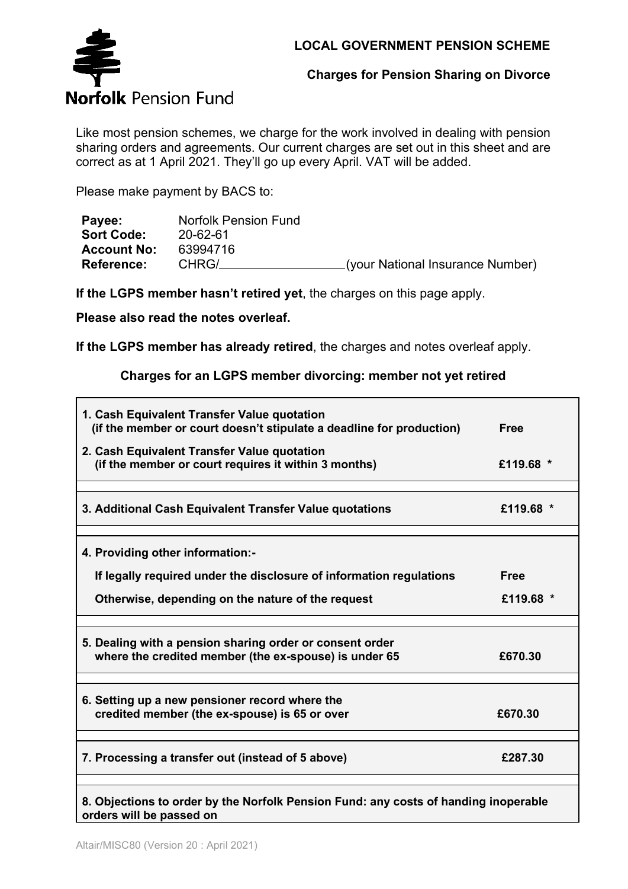Norfolk Pension Fund

# LOCAL GOVERNMENT PENSION SCHEME

## Charges for Pension Sharing on Divorce

Like most pension schemes, we charge for the work involved in dealing with pension sharing orders and agreements. Our current charges are set out in this sheet and are correct as at 1 April 2021. They'll go up every April. VAT will be added.

Please make payment by BACS to:

**Payee:** Norfolk Pension Fund
**Sort Code:** 20-62-61
**Account No:** 63994716
**Reference:** CHRG/__________________ (your National Insurance Number)

**If the LGPS member hasn't retired yet**, the charges on this page apply.

**Please also read the notes overleaf.**

**If the LGPS member has already retired**, the charges and notes overleaf apply.

### Charges for an LGPS member divorcing: member not yet retired

| Item | Charge |
| --- | --- |
| **1. Cash Equivalent Transfer Value quotation (if the member or court doesn't stipulate a deadline for production)** | **Free** |
| **2. Cash Equivalent Transfer Value quotation (if the member or court requires it within 3 months)** | **£119.68 *** |
| **3. Additional Cash Equivalent Transfer Value quotations** | **£119.68 *** |
| **4. Providing other information:-** | |
| **If legally required under the disclosure of information regulations** | **Free** |
| **Otherwise, depending on the nature of the request** | **£119.68 *** |
| **5. Dealing with a pension sharing order or consent order where the credited member (the ex-spouse) is under 65** | **£670.30** |
| **6. Setting up a new pensioner record where the credited member (the ex-spouse) is 65 or over** | **£670.30** |
| **7. Processing a transfer out (instead of 5 above)** | **£287.30** |
| **8. Objections to order by the Norfolk Pension Fund: any costs of handing inoperable orders will be passed on** | |

Altair/MISC80 (Version 20 : April 2021)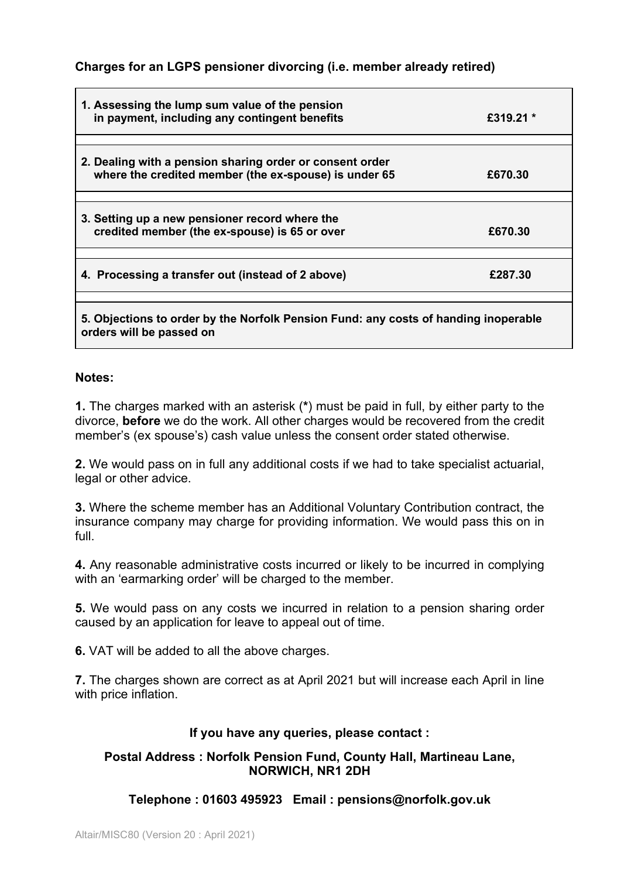**Charges for an LGPS pensioner divorcing (i.e. member already retired)**

| | |
|---|---|
| **1. Assessing the lump sum value of the pension in payment, including any contingent benefits** | **£319.21 *** |
| **2. Dealing with a pension sharing order or consent order where the credited member (the ex-spouse) is under 65** | **£670.30** |
| **3. Setting up a new pensioner record where the credited member (the ex-spouse) is 65 or over** | **£670.30** |
| **4. Processing a transfer out (instead of 2 above)** | **£287.30** |
| **5. Objections to order by the Norfolk Pension Fund: any costs of handing inoperable orders will be passed on** | |

**Notes:**

**1.** The charges marked with an asterisk (**\***) must be paid in full, by either party to the divorce, **before** we do the work. All other charges would be recovered from the credit member's (ex spouse's) cash value unless the consent order stated otherwise.

**2.** We would pass on in full any additional costs if we had to take specialist actuarial, legal or other advice.

**3.** Where the scheme member has an Additional Voluntary Contribution contract, the insurance company may charge for providing information. We would pass this on in full.

**4.** Any reasonable administrative costs incurred or likely to be incurred in complying with an 'earmarking order' will be charged to the member.

**5.** We would pass on any costs we incurred in relation to a pension sharing order caused by an application for leave to appeal out of time.

**6.** VAT will be added to all the above charges.

**7.** The charges shown are correct as at April 2021 but will increase each April in line with price inflation.

**If you have any queries, please contact :**

**Postal Address : Norfolk Pension Fund, County Hall, Martineau Lane, NORWICH, NR1 2DH**

**Telephone : 01603 495923 Email : pensions@norfolk.gov.uk**

Altair/MISC80 (Version 20 : April 2021)